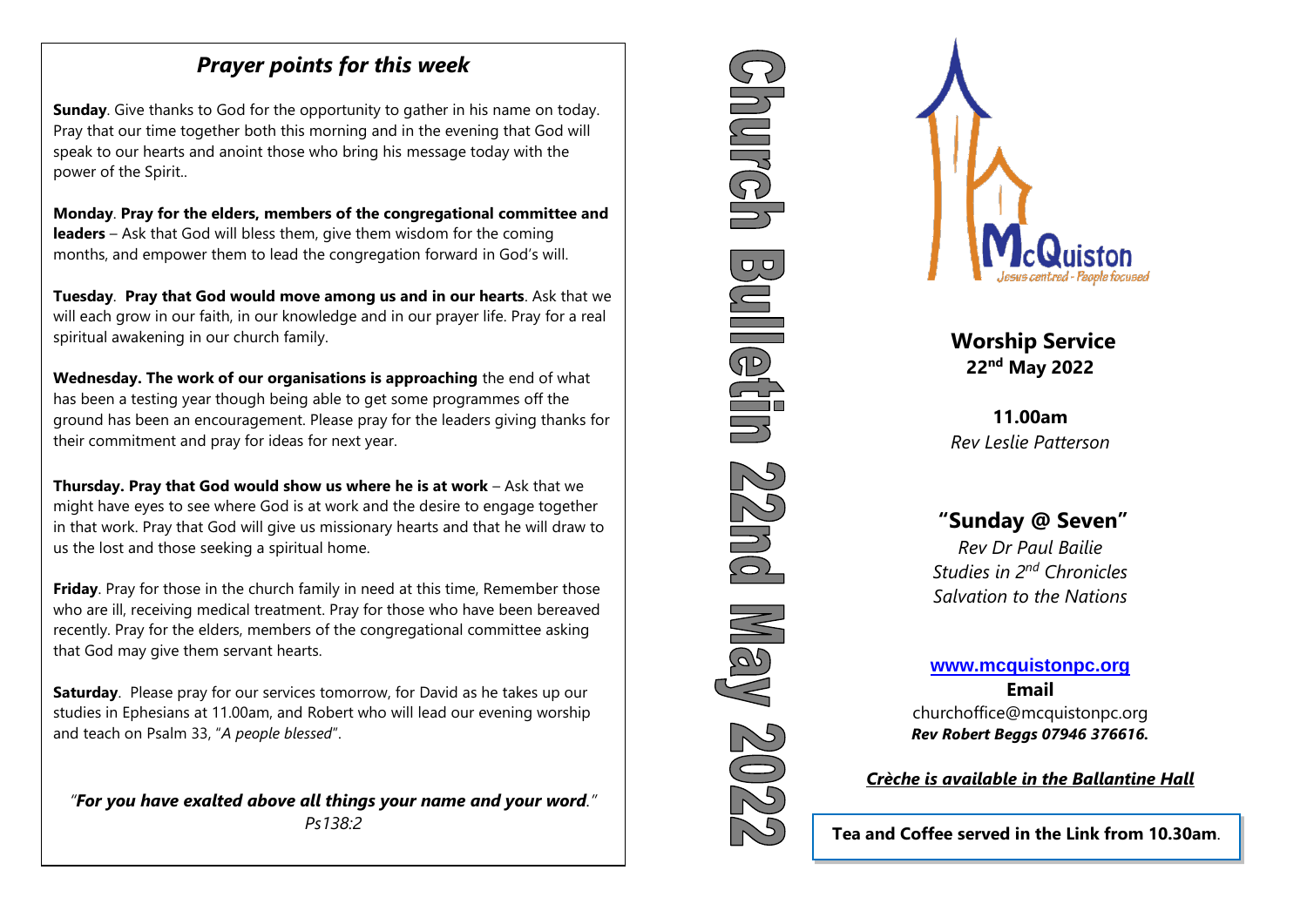## *Prayer points for this week*

**Sunday**. Give thanks to God for the opportunity to gather in his name on today. Pray that our time together both this morning and in the evening that God will speak to our hearts and anoint those who bring his message today with the power of the Spirit..

**Monday**. **Pray for the elders, members of the congregational committee and leaders** – Ask that God will bless them, give them wisdom for the coming months, and empower them to lead the congregation forward in God's will.

**Tuesday**. **Pray that God would move among us and in our hearts**. Ask that we will each grow in our faith, in our knowledge and in our prayer life. Pray for a real spiritual awakening in our church family.

**Wednesday. The work of our organisations is approaching** the end of what has been a testing year though being able to get some programmes off the ground has been an encouragement. Please pray for the leaders giving thanks for their commitment and pray for ideas for next year.

**Thursday. Pray that God would show us where he is at work** – Ask that we might have eyes to see where God is at work and the desire to engage together in that work. Pray that God will give us missionary hearts and that he will draw to us the lost and those seeking a spiritual home.

**Friday**. Pray for those in the church family in need at this time, Remember those who are ill, receiving medical treatment. Pray for those who have been bereaved recently. Pray for the elders, members of the congregational committee asking that God may give them servant hearts.

**Saturday**. Please pray for our services tomorrow, for David as he takes up our studies in Ephesians at 11.00am, and Robert who will lead our evening worship and teach on Psalm 33, "*A people blessed*".

"***For you have exalted above all things your name and your word***."
*Ps138:2*

# Church Bulletin 22nd May 2022

McQuiston
*Jesus centred - People focused*

**Worship Service**
**22nd May 2022**

**11.00am**
*Rev Leslie Patterson*

## "Sunday @ Seven"

*Rev Dr Paul Bailie*
*Studies in 2nd Chronicles*
*Salvation to the Nations*

**www.mcquistonpc.org**

**Email**
churchoffice@mcquistonpc.org
***Rev Robert Beggs 07946 376616.***

***Crèche is available in the Ballantine Hall***

**Tea and Coffee served in the Link from 10.30am**.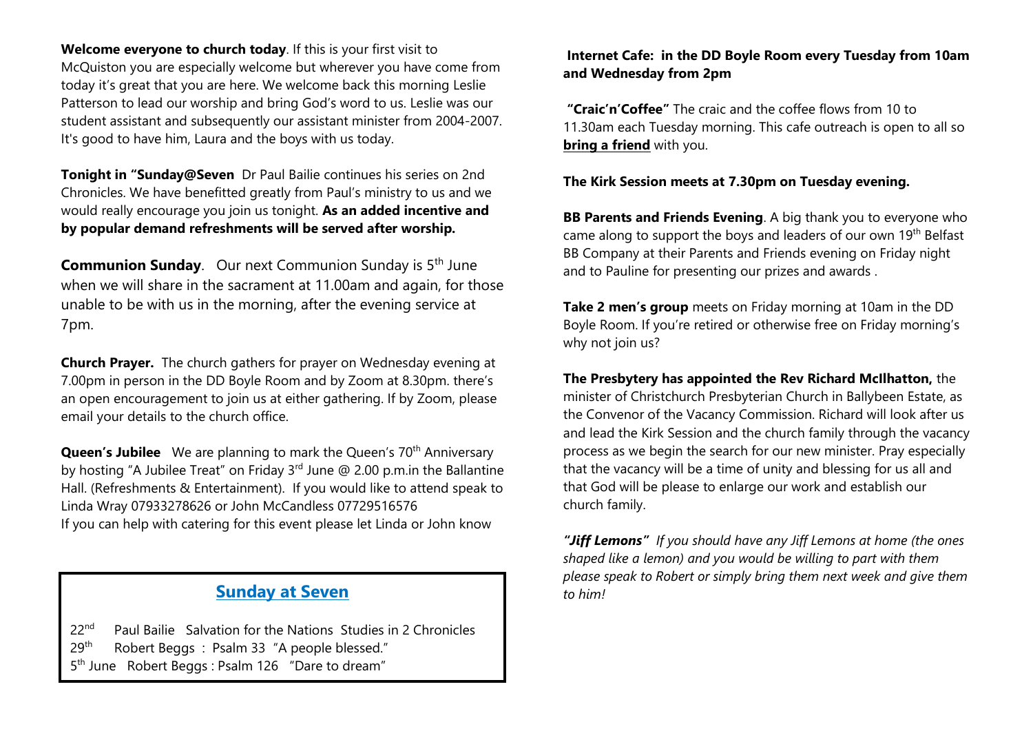**Welcome everyone to church today**. If this is your first visit to McQuiston you are especially welcome but wherever you have come from today it's great that you are here. We welcome back this morning Leslie Patterson to lead our worship and bring God's word to us. Leslie was our student assistant and subsequently our assistant minister from 2004-2007. It's good to have him, Laura and the boys with us today.

**Tonight in "Sunday@Seven** Dr Paul Bailie continues his series on 2nd Chronicles. We have benefitted greatly from Paul's ministry to us and we would really encourage you join us tonight. **As an added incentive and by popular demand refreshments will be served after worship.**

**Communion Sunday**. Our next Communion Sunday is 5th June when we will share in the sacrament at 11.00am and again, for those unable to be with us in the morning, after the evening service at 7pm.

**Church Prayer.** The church gathers for prayer on Wednesday evening at 7.00pm in person in the DD Boyle Room and by Zoom at 8.30pm. there's an open encouragement to join us at either gathering. If by Zoom, please email your details to the church office.

**Queen's Jubilee** We are planning to mark the Queen's 70th Anniversary by hosting "A Jubilee Treat" on Friday 3rd June @ 2.00 p.m.in the Ballantine Hall. (Refreshments & Entertainment). If you would like to attend speak to Linda Wray 07933278626 or John McCandless 07729516576
If you can help with catering for this event please let Linda or John know

## Sunday at Seven

22nd Paul Bailie Salvation for the Nations Studies in 2 Chronicles
29th Robert Beggs : Psalm 33 "A people blessed."
5th June Robert Beggs : Psalm 126 "Dare to dream"

**Internet Cafe: in the DD Boyle Room every Tuesday from 10am and Wednesday from 2pm**

**"Craic'n'Coffee"** The craic and the coffee flows from 10 to 11.30am each Tuesday morning. This cafe outreach is open to all so **bring a friend** with you.

**The Kirk Session meets at 7.30pm on Tuesday evening.**

**BB Parents and Friends Evening**. A big thank you to everyone who came along to support the boys and leaders of our own 19th Belfast BB Company at their Parents and Friends evening on Friday night and to Pauline for presenting our prizes and awards .

**Take 2 men's group** meets on Friday morning at 10am in the DD Boyle Room. If you're retired or otherwise free on Friday morning's why not join us?

**The Presbytery has appointed the Rev Richard McIlhatton,** the minister of Christchurch Presbyterian Church in Ballybeen Estate, as the Convenor of the Vacancy Commission. Richard will look after us and lead the Kirk Session and the church family through the vacancy process as we begin the search for our new minister. Pray especially that the vacancy will be a time of unity and blessing for us all and that God will be please to enlarge our work and establish our church family.

***"Jiff Lemons"*** *If you should have any Jiff Lemons at home (the ones shaped like a lemon) and you would be willing to part with them please speak to Robert or simply bring them next week and give them to him!*